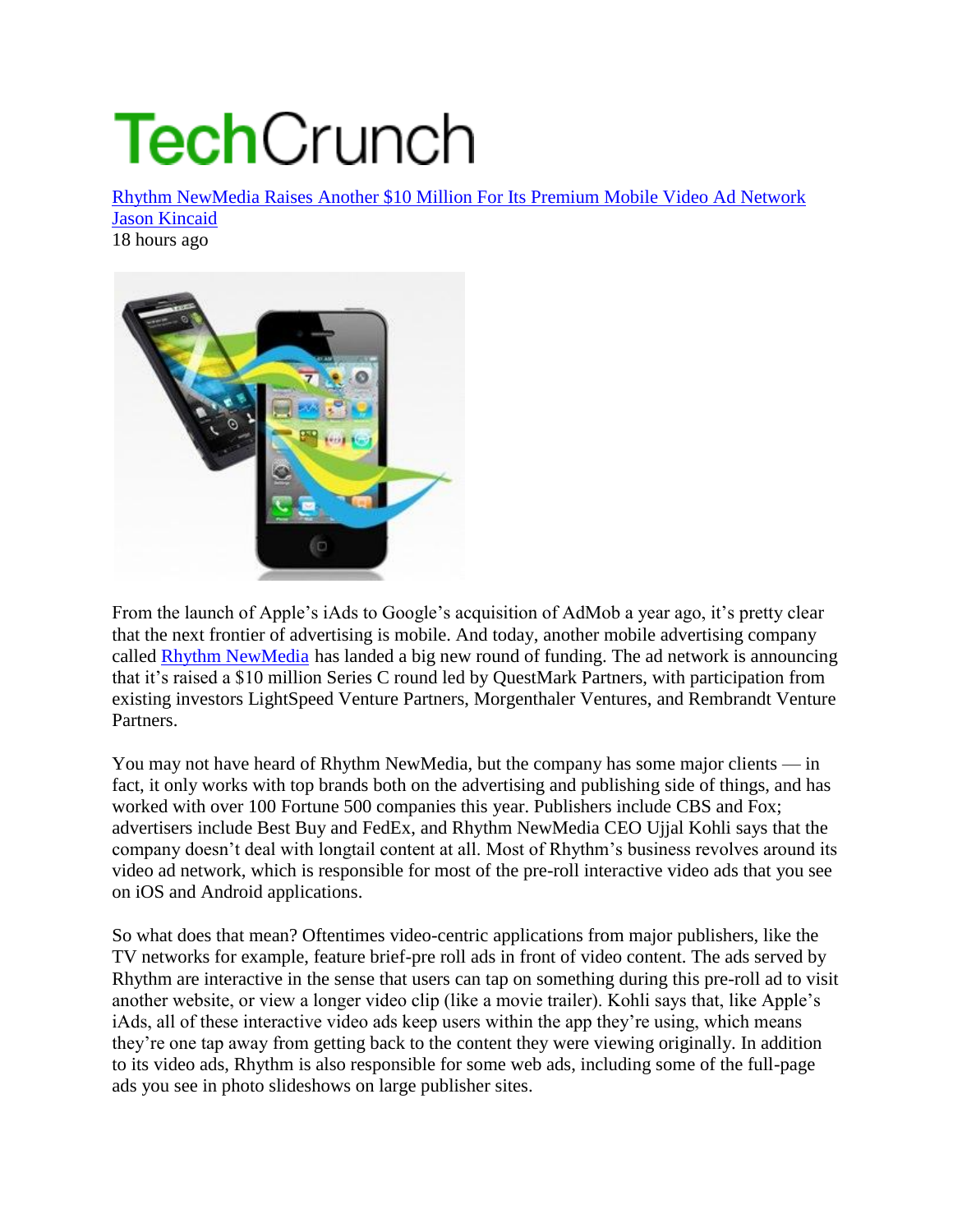# TechCrunch

[Rhythm NewMedia Raises Another $10 Million For Its Premium Mobile Video Ad Network](#)

[Jason Kincaid](#)

18 hours ago

From the launch of Apple's iAds to Google's acquisition of AdMob a year ago, it's pretty clear that the next frontier of advertising is mobile. And today, another mobile advertising company called [Rhythm NewMedia](#) has landed a big new round of funding. The ad network is announcing that it's raised a $10 million Series C round led by QuestMark Partners, with participation from existing investors LightSpeed Venture Partners, Morgenthaler Ventures, and Rembrandt Venture Partners.

You may not have heard of Rhythm NewMedia, but the company has some major clients — in fact, it only works with top brands both on the advertising and publishing side of things, and has worked with over 100 Fortune 500 companies this year. Publishers include CBS and Fox; advertisers include Best Buy and FedEx, and Rhythm NewMedia CEO Ujjal Kohli says that the company doesn't deal with longtail content at all. Most of Rhythm's business revolves around its video ad network, which is responsible for most of the pre-roll interactive video ads that you see on iOS and Android applications.

So what does that mean? Oftentimes video-centric applications from major publishers, like the TV networks for example, feature brief-pre roll ads in front of video content. The ads served by Rhythm are interactive in the sense that users can tap on something during this pre-roll ad to visit another website, or view a longer video clip (like a movie trailer). Kohli says that, like Apple's iAds, all of these interactive video ads keep users within the app they're using, which means they're one tap away from getting back to the content they were viewing originally. In addition to its video ads, Rhythm is also responsible for some web ads, including some of the full-page ads you see in photo slideshows on large publisher sites.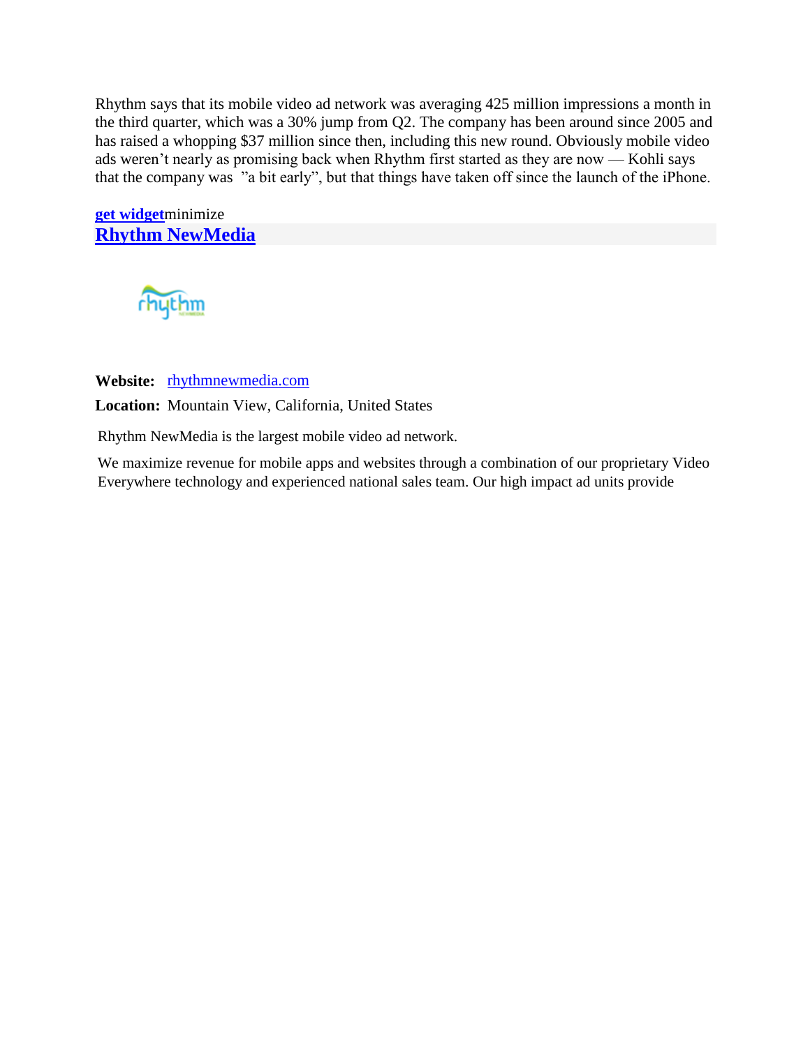Rhythm says that its mobile video ad network was averaging 425 million impressions a month in the third quarter, which was a 30% jump from Q2. The company has been around since 2005 and has raised a whopping $37 million since then, including this new round. Obviously mobile video ads weren't nearly as promising back when Rhythm first started as they are now — Kohli says that the company was "a bit early", but that things have taken off since the launch of the iPhone.

**get widget**minimize

## Rhythm NewMedia

**Website:** rhythmnewmedia.com

**Location:** Mountain View, California, United States

Rhythm NewMedia is the largest mobile video ad network.

We maximize revenue for mobile apps and websites through a combination of our proprietary Video Everywhere technology and experienced national sales team. Our high impact ad units provide